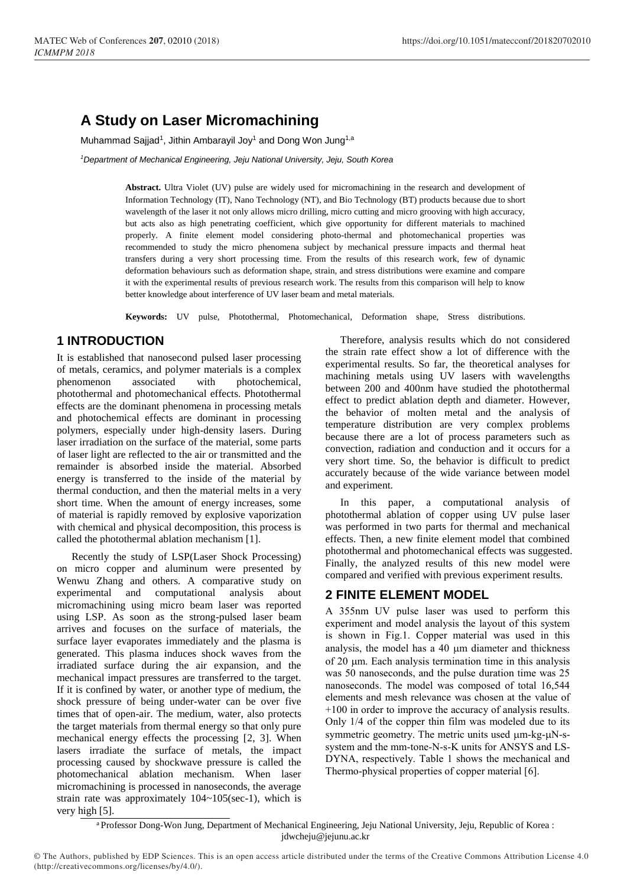# A Study on Laser Micromachining

Muhammad Sajjad[1], Jithin Ambarayil Joy[1] and Dong Won Jung[1,a]

[1]*Department of Mechanical Engineering, Jeju National University, Jeju, South Korea*

**Abstract.** Ultra Violet (UV) pulse are widely used for micromachining in the research and development of Information Technology (IT), Nano Technology (NT), and Bio Technology (BT) products because due to short wavelength of the laser it not only allows micro drilling, micro cutting and micro grooving with high accuracy, but acts also as high penetrating coefficient, which give opportunity for different materials to machined properly. A finite element model considering photo-thermal and photomechanical properties was recommended to study the micro phenomena subject by mechanical pressure impacts and thermal heat transfers during a very short processing time. From the results of this research work, few of dynamic deformation behaviours such as deformation shape, strain, and stress distributions were examine and compare it with the experimental results of previous research work. The results from this comparison will help to know better knowledge about interference of UV laser beam and metal materials.

**Keywords:** UV pulse, Photothermal, Photomechanical, Deformation shape, Stress distributions.

## 1 INTRODUCTION

It is established that nanosecond pulsed laser processing of metals, ceramics, and polymer materials is a complex phenomenon associated with photochemical, photothermal and photomechanical effects. Photothermal effects are the dominant phenomena in processing metals and photochemical effects are dominant in processing polymers, especially under high-density lasers. During laser irradiation on the surface of the material, some parts of laser light are reflected to the air or transmitted and the remainder is absorbed inside the material. Absorbed energy is transferred to the inside of the material by thermal conduction, and then the material melts in a very short time. When the amount of energy increases, some of material is rapidly removed by explosive vaporization with chemical and physical decomposition, this process is called the photothermal ablation mechanism [1].

Recently the study of LSP(Laser Shock Processing) on micro copper and aluminum were presented by Wenwu Zhang and others. A comparative study on experimental and computational analysis about micromachining using micro beam laser was reported using LSP. As soon as the strong-pulsed laser beam arrives and focuses on the surface of materials, the surface layer evaporates immediately and the plasma is generated. This plasma induces shock waves from the irradiated surface during the air expansion, and the mechanical impact pressures are transferred to the target. If it is confined by water, or another type of medium, the shock pressure of being under-water can be over five times that of open-air. The medium, water, also protects the target materials from thermal energy so that only pure mechanical energy effects the processing [2, 3]. When lasers irradiate the surface of metals, the impact processing caused by shockwave pressure is called the photomechanical ablation mechanism. When laser micromachining is processed in nanoseconds, the average strain rate was approximately 104~105(sec-1), which is very high [5].

Therefore, analysis results which do not considered the strain rate effect show a lot of difference with the experimental results. So far, the theoretical analyses for machining metals using UV lasers with wavelengths between 200 and 400nm have studied the photothermal effect to predict ablation depth and diameter. However, the behavior of molten metal and the analysis of temperature distribution are very complex problems because there are a lot of process parameters such as convection, radiation and conduction and it occurs for a very short time. So, the behavior is difficult to predict accurately because of the wide variance between model and experiment.

In this paper, a computational analysis of photothermal ablation of copper using UV pulse laser was performed in two parts for thermal and mechanical effects. Then, a new finite element model that combined photothermal and photomechanical effects was suggested. Finally, the analyzed results of this new model were compared and verified with previous experiment results.

## 2 FINITE ELEMENT MODEL

A 355nm UV pulse laser was used to perform this experiment and model analysis the layout of this system is shown in Fig.1. Copper material was used in this analysis, the model has a 40 μm diameter and thickness of 20 μm. Each analysis termination time in this analysis was 50 nanoseconds, and the pulse duration time was 25 nanoseconds. The model was composed of total 16,544 elements and mesh relevance was chosen at the value of +100 in order to improve the accuracy of analysis results. Only 1/4 of the copper thin film was modeled due to its symmetric geometry. The metric units used μm-kg-μN-s-system and the mm-tone-N-s-K units for ANSYS and LS-DYNA, respectively. Table 1 shows the mechanical and Thermo-physical properties of copper material [6].

---

[a] Professor Dong-Won Jung, Department of Mechanical Engineering, Jeju National University, Jeju, Republic of Korea : jdwcheju@jejunu.ac.kr

© The Authors, published by EDP Sciences. This is an open access article distributed under the terms of the Creative Commons Attribution License 4.0 (http://creativecommons.org/licenses/by/4.0/).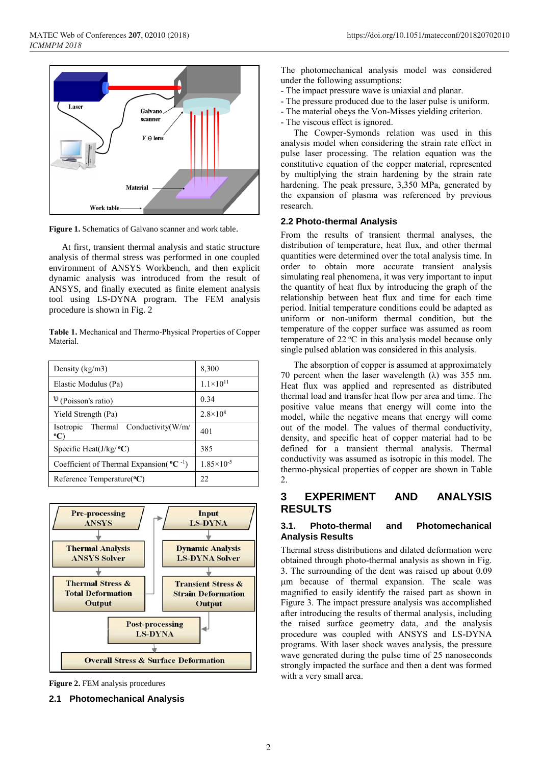Figure 1. Schematics of Galvano scanner and work table.

At first, transient thermal analysis and static structure analysis of thermal stress was performed in one coupled environment of ANSYS Workbench, and then explicit dynamic analysis was introduced from the result of ANSYS, and finally executed as finite element analysis tool using LS-DYNA program. The FEM analysis procedure is shown in Fig. 2

**Table 1.** Mechanical and Thermo-Physical Properties of Copper Material.

| | |
|---|---|
| Density (kg/m3) | 8,300 |
| Elastic Modulus (Pa) | $1.1\times10^{11}$ |
| υ (Poisson's ratio) | 0.34 |
| Yield Strength (Pa) | $2.8\times10^{8}$ |
| Isotropic Thermal Conductivity(W/m/ºC) | 401 |
| Specific Heat(J/kg/ºC) | 385 |
| Coefficient of Thermal Expansion( ºC $^{-1}$) | $1.85\times10^{-5}$ |
| Reference Temperature(ºC) | 22 |

**Figure 2.** FEM analysis procedures

## 2.1 Photomechanical Analysis

The photomechanical analysis model was considered under the following assumptions:

- The impact pressure wave is uniaxial and planar.
- The pressure produced due to the laser pulse is uniform.
- The material obeys the Von-Misses yielding criterion.
- The viscous effect is ignored.

The Cowper-Symonds relation was used in this analysis model when considering the strain rate effect in pulse laser processing. The relation equation was the constitutive equation of the copper material, represented by multiplying the strain hardening by the strain rate hardening. The peak pressure, 3,350 MPa, generated by the expansion of plasma was referenced by previous research.

## 2.2 Photo-thermal Analysis

From the results of transient thermal analyses, the distribution of temperature, heat flux, and other thermal quantities were determined over the total analysis time. In order to obtain more accurate transient analysis simulating real phenomena, it was very important to input the quantity of heat flux by introducing the graph of the relationship between heat flux and time for each time period. Initial temperature conditions could be adapted as uniform or non-uniform thermal condition, but the temperature of the copper surface was assumed as room temperature of 22 ºC in this analysis model because only single pulsed ablation was considered in this analysis.

The absorption of copper is assumed at approximately 70 percent when the laser wavelength (λ) was 355 nm. Heat flux was applied and represented as distributed thermal load and transfer heat flow per area and time. The positive value means that energy will come into the model, while the negative means that energy will come out of the model. The values of thermal conductivity, density, and specific heat of copper material had to be defined for a transient thermal analysis. Thermal conductivity was assumed as isotropic in this model. The thermo-physical properties of copper are shown in Table 2.

# 3 EXPERIMENT AND ANALYSIS RESULTS

## 3.1. Photo-thermal and Photomechanical Analysis Results

Thermal stress distributions and dilated deformation were obtained through photo-thermal analysis as shown in Fig. 3. The surrounding of the dent was raised up about 0.09 µm because of thermal expansion. The scale was magnified to easily identify the raised part as shown in Figure 3. The impact pressure analysis was accomplished after introducing the results of thermal analysis, including the raised surface geometry data, and the analysis procedure was coupled with ANSYS and LS-DYNA programs. With laser shock waves analysis, the pressure wave generated during the pulse time of 25 nanoseconds strongly impacted the surface and then a dent was formed with a very small area.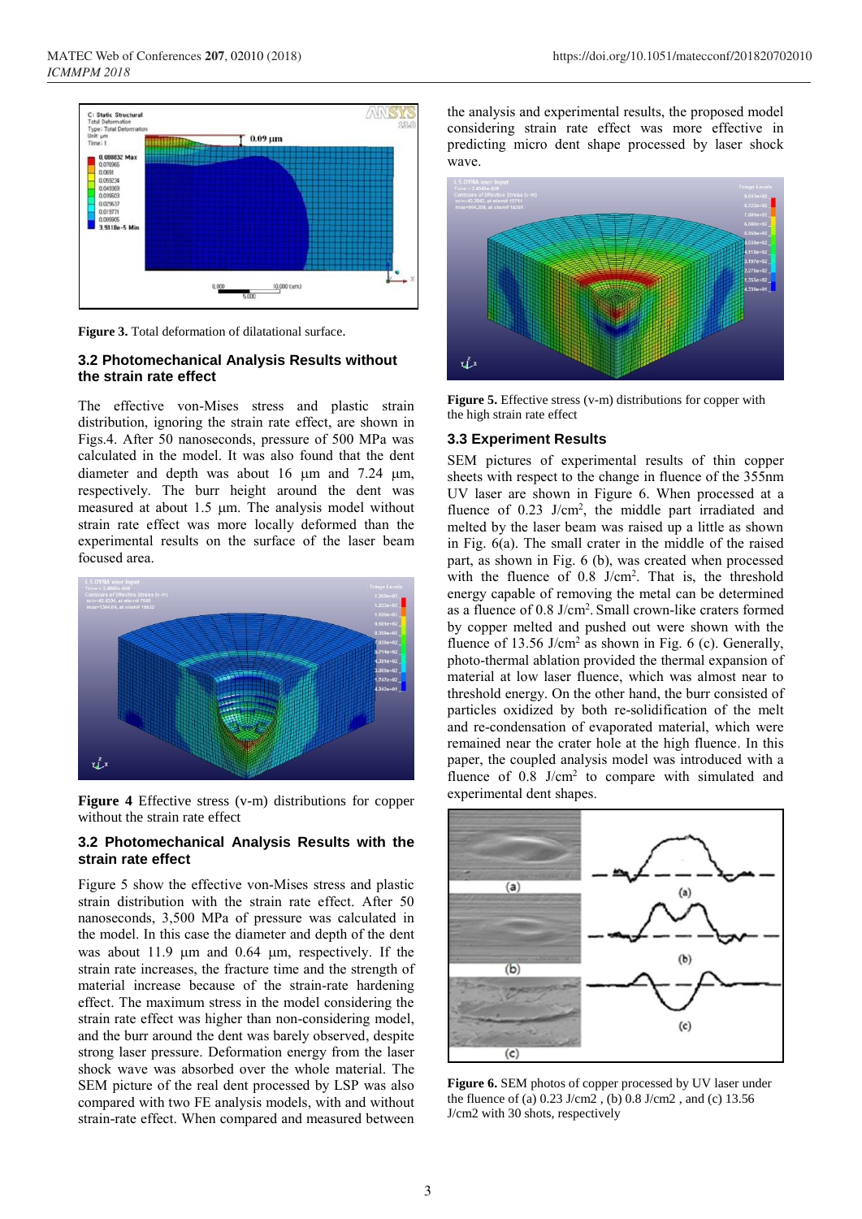**Figure 3.** Total deformation of dilatational surface.

### 3.2 Photomechanical Analysis Results without the strain rate effect

The effective von-Mises stress and plastic strain distribution, ignoring the strain rate effect, are shown in Figs.4. After 50 nanoseconds, pressure of 500 MPa was calculated in the model. It was also found that the dent diameter and depth was about 16 µm and 7.24 µm, respectively. The burr height around the dent was measured at about 1.5 µm. The analysis model without strain rate effect was more locally deformed than the experimental results on the surface of the laser beam focused area.

**Figure 4** Effective stress (v-m) distributions for copper without the strain rate effect

### 3.2 Photomechanical Analysis Results with the strain rate effect

Figure 5 show the effective von-Mises stress and plastic strain distribution with the strain rate effect. After 50 nanoseconds, 3,500 MPa of pressure was calculated in the model. In this case the diameter and depth of the dent was about 11.9 µm and 0.64 µm, respectively. If the strain rate increases, the fracture time and the strength of material increase because of the strain-rate hardening effect. The maximum stress in the model considering the strain rate effect was higher than non-considering model, and the burr around the dent was barely observed, despite strong laser pressure. Deformation energy from the laser shock wave was absorbed over the whole material. The SEM picture of the real dent processed by LSP was also compared with two FE analysis models, with and without strain-rate effect. When compared and measured between the analysis and experimental results, the proposed model considering strain rate effect was more effective in predicting micro dent shape processed by laser shock wave.

**Figure 5.** Effective stress (v-m) distributions for copper with the high strain rate effect

### 3.3 Experiment Results

SEM pictures of experimental results of thin copper sheets with respect to the change in fluence of the 355nm UV laser are shown in Figure 6. When processed at a fluence of 0.23 J/cm$^2$, the middle part irradiated and melted by the laser beam was raised up a little as shown in Fig. 6(a). The small crater in the middle of the raised part, as shown in Fig. 6 (b), was created when processed with the fluence of 0.8 J/cm$^2$. That is, the threshold energy capable of removing the metal can be determined as a fluence of 0.8 J/cm$^2$. Small crown-like craters formed by copper melted and pushed out were shown with the fluence of 13.56 J/cm$^2$ as shown in Fig. 6 (c). Generally, photo-thermal ablation provided the thermal expansion of material at low laser fluence, which was almost near to threshold energy. On the other hand, the burr consisted of particles oxidized by both re-solidification of the melt and re-condensation of evaporated material, which were remained near the crater hole at the high fluence. In this paper, the coupled analysis model was introduced with a fluence of 0.8 J/cm$^2$ to compare with simulated and experimental dent shapes.

**Figure 6.** SEM photos of copper processed by UV laser under the fluence of (a) 0.23 J/cm2 , (b) 0.8 J/cm2 , and (c) 13.56 J/cm2 with 30 shots, respectively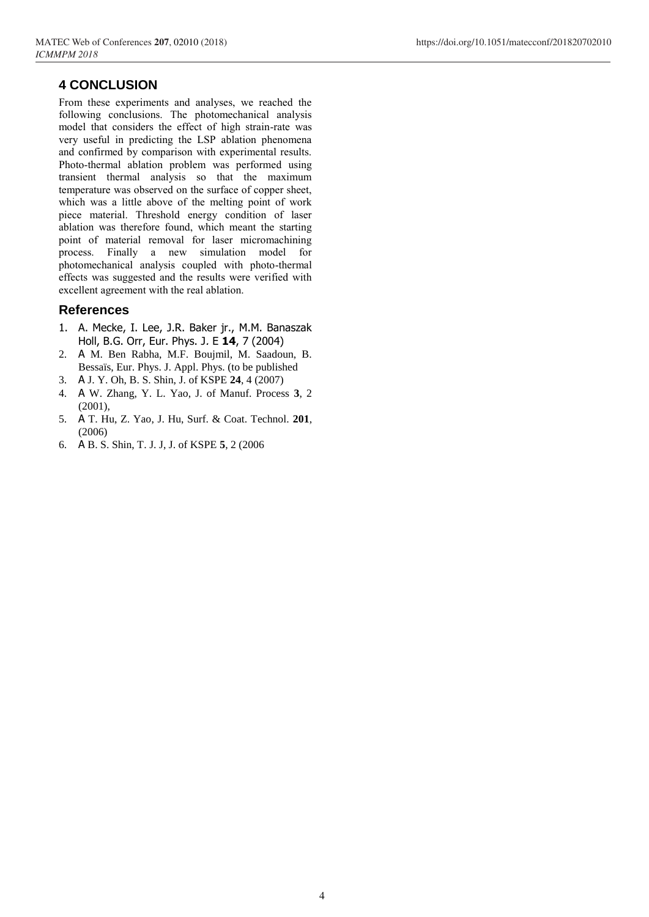## 4 CONCLUSION

From these experiments and analyses, we reached the following conclusions. The photomechanical analysis model that considers the effect of high strain-rate was very useful in predicting the LSP ablation phenomena and confirmed by comparison with experimental results. Photo-thermal ablation problem was performed using transient thermal analysis so that the maximum temperature was observed on the surface of copper sheet, which was a little above of the melting point of work piece material. Threshold energy condition of laser ablation was therefore found, which meant the starting point of material removal for laser micromachining process. Finally a new simulation model for photomechanical analysis coupled with photo-thermal effects was suggested and the results were verified with excellent agreement with the real ablation.

## References

1. A. Mecke, I. Lee, J.R. Baker jr., M.M. Banaszak Holl, B.G. Orr, Eur. Phys. J. E **14**, 7 (2004)
2. A M. Ben Rabha, M.F. Boujmil, M. Saadoun, B. Bessaïs, Eur. Phys. J. Appl. Phys. (to be published
3. A J. Y. Oh, B. S. Shin, J. of KSPE **24**, 4 (2007)
4. A W. Zhang, Y. L. Yao, J. of Manuf. Process **3**, 2 (2001),
5. A T. Hu, Z. Yao, J. Hu, Surf. & Coat. Technol. **201**, (2006)
6. A B. S. Shin, T. J. J, J. of KSPE **5**, 2 (2006